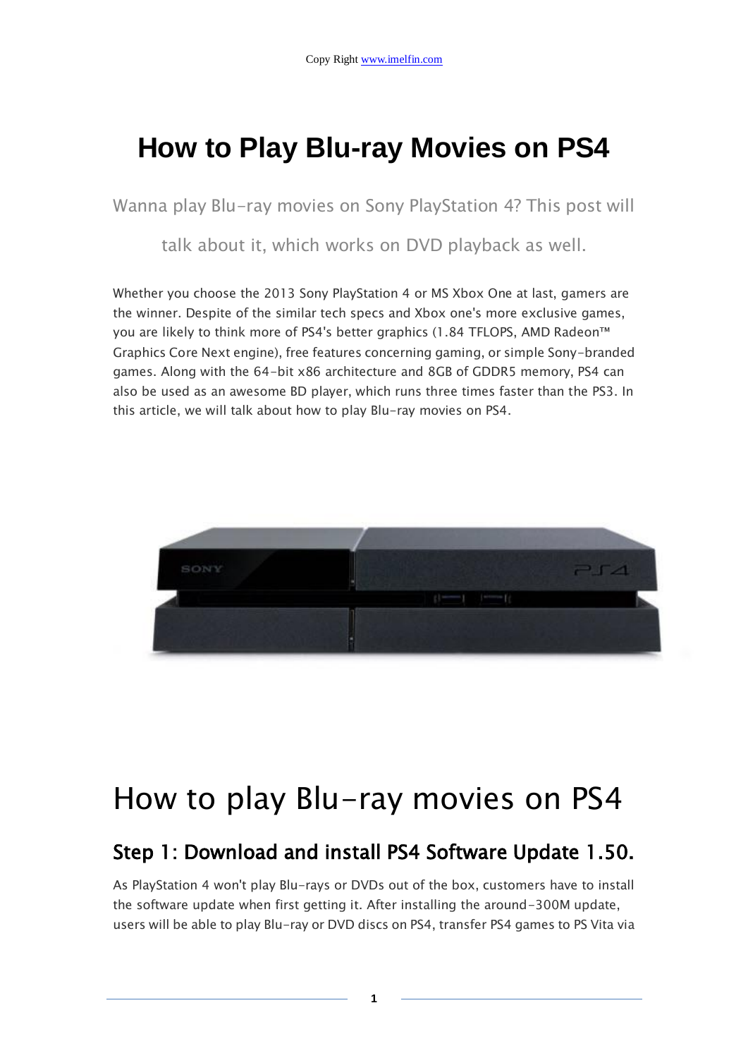Copy Right www.imelfin.com

# How to Play Blu-ray Movies on PS4

Wanna play Blu-ray movies on Sony PlayStation 4? This post will talk about it, which works on DVD playback as well.

Whether you choose the 2013 Sony PlayStation 4 or MS Xbox One at last, gamers are the winner. Despite of the similar tech specs and Xbox one's more exclusive games, you are likely to think more of PS4's better graphics (1.84 TFLOPS, AMD Radeon™ Graphics Core Next engine), free features concerning gaming, or simple Sony-branded games. Along with the 64-bit x86 architecture and 8GB of GDDR5 memory, PS4 can also be used as an awesome BD player, which runs three times faster than the PS3. In this article, we will talk about how to play Blu-ray movies on PS4.

# How to play Blu-ray movies on PS4

## Step 1: Download and install PS4 Software Update 1.50.

As PlayStation 4 won't play Blu-rays or DVDs out of the box, customers have to install the software update when first getting it. After installing the around-300M update, users will be able to play Blu-ray or DVD discs on PS4, transfer PS4 games to PS Vita via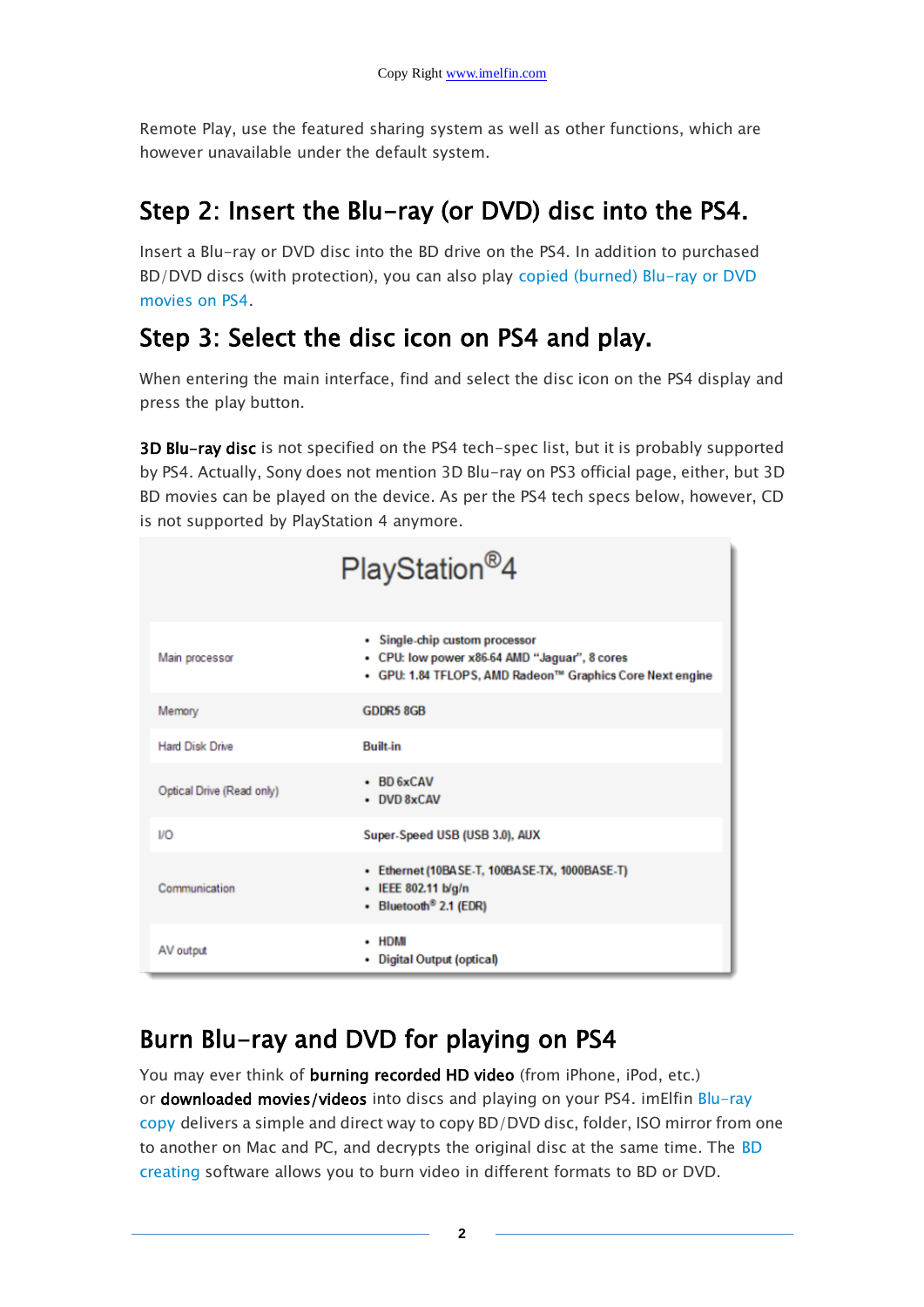Remote Play, use the featured sharing system as well as other functions, which are however unavailable under the default system.

## Step 2: Insert the Blu-ray (or DVD) disc into the PS4.

Insert a Blu-ray or DVD disc into the BD drive on the PS4. In addition to purchased BD/DVD discs (with protection), you can also play copied (burned) Blu-ray or DVD movies on PS4.

## Step 3: Select the disc icon on PS4 and play.

When entering the main interface, find and select the disc icon on the PS4 display and press the play button.

**3D Blu-ray disc** is not specified on the PS4 tech-spec list, but it is probably supported by PS4. Actually, Sony does not mention 3D Blu-ray on PS3 official page, either, but 3D BD movies can be played on the device. As per the PS4 tech specs below, however, CD is not supported by PlayStation 4 anymore.

PlayStation®4

| | |
|---|---|
| Main processor | • Single-chip custom processor<br>• CPU: low power x86-64 AMD "Jaguar", 8 cores<br>• GPU: 1.84 TFLOPS, AMD Radeon™ Graphics Core Next engine |
| Memory | GDDR5 8GB |
| Hard Disk Drive | Built-in |
| Optical Drive (Read only) | • BD 6xCAV<br>• DVD 8xCAV |
| I/O | Super-Speed USB (USB 3.0), AUX |
| Communication | • Ethernet (10BASE-T, 100BASE-TX, 1000BASE-T)<br>• IEEE 802.11 b/g/n<br>• Bluetooth® 2.1 (EDR) |
| AV output | • HDMI<br>• Digital Output (optical) |

## Burn Blu-ray and DVD for playing on PS4

You may ever think of **burning recorded HD video** (from iPhone, iPod, etc.) or **downloaded movies/videos** into discs and playing on your PS4. imElfin Blu-ray copy delivers a simple and direct way to copy BD/DVD disc, folder, ISO mirror from one to another on Mac and PC, and decrypts the original disc at the same time. The BD creating software allows you to burn video in different formats to BD or DVD.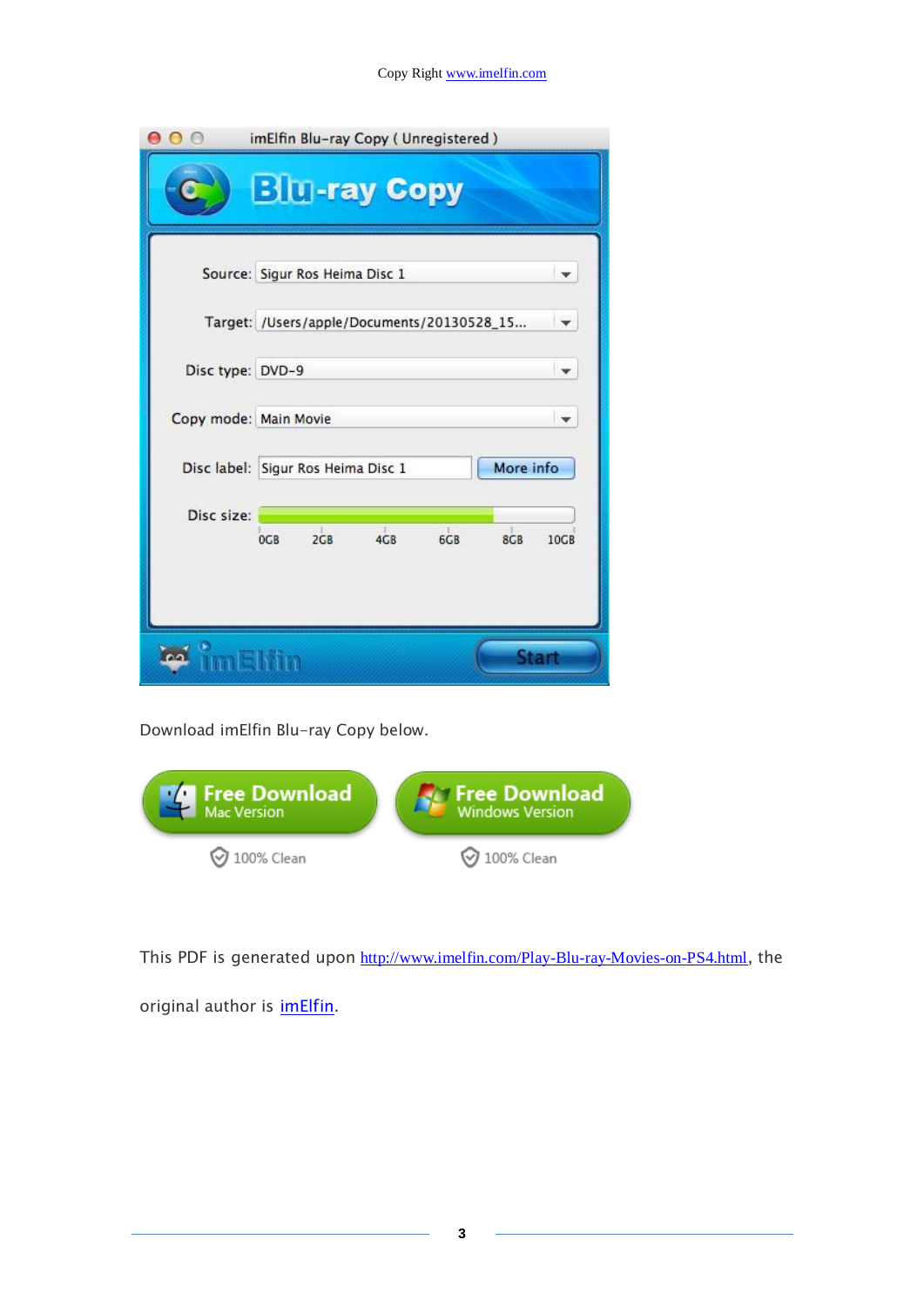Download imElfin Blu-ray Copy below.

This PDF is generated upon http://www.imelfin.com/Play-Blu-ray-Movies-on-PS4.html, the original author is imElfin.